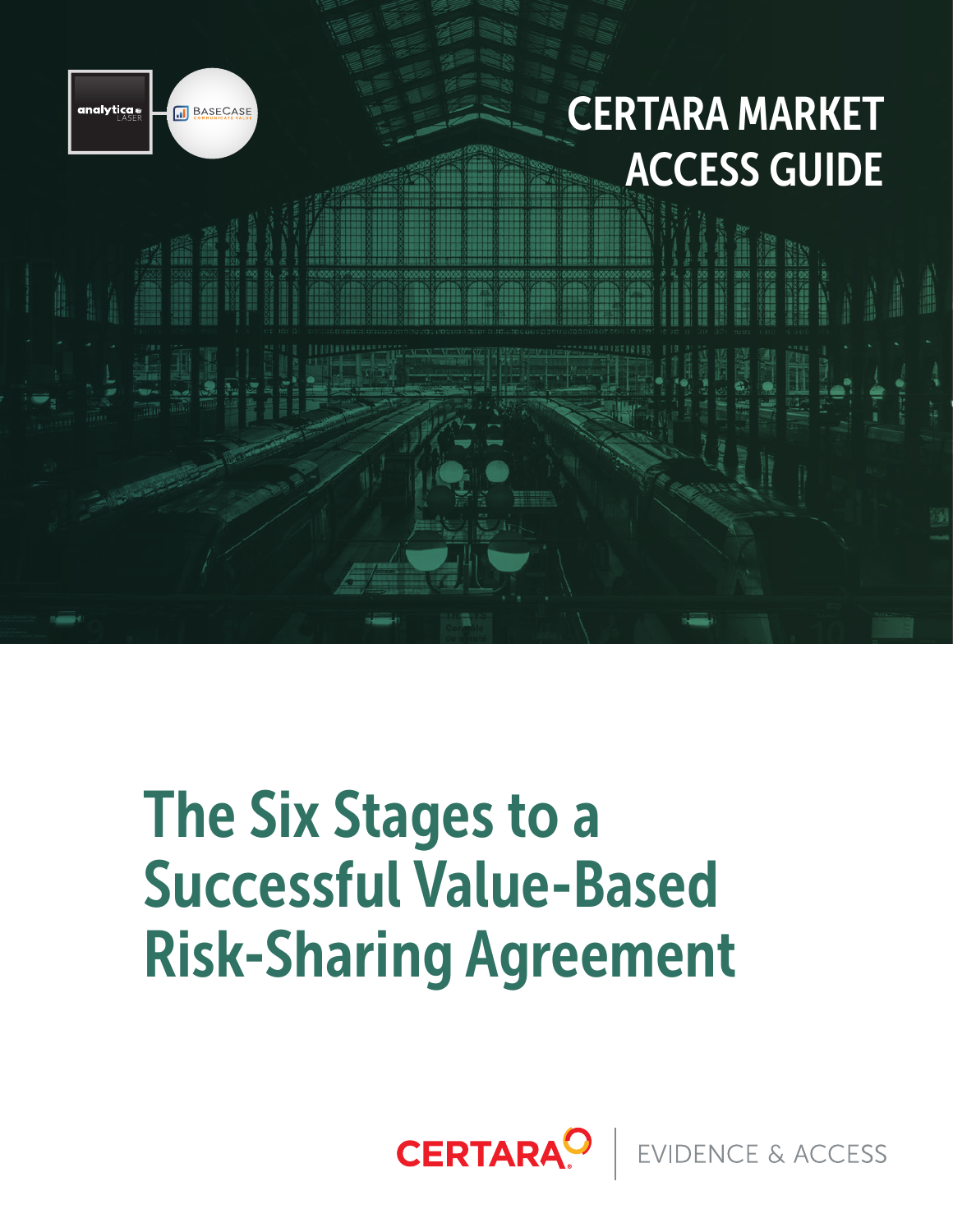analytica LASER

BASECASE COMMUNICATE VALUE

# CERTARA MARKET ACCESS GUIDE

# The Six Stages to a Successful Value-Based Risk-Sharing Agreement

CERTARA | EVIDENCE & ACCESS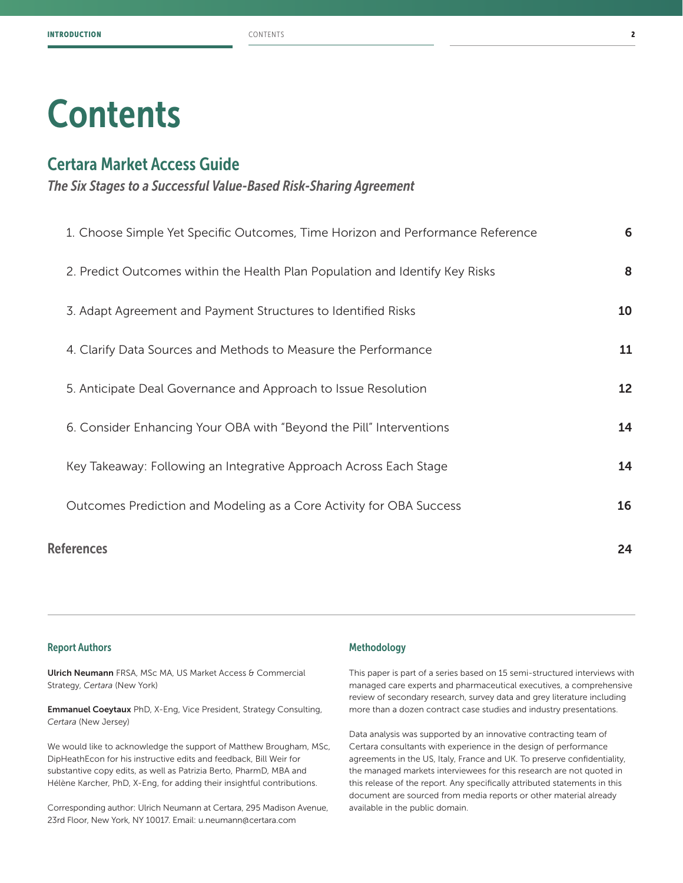# Contents

## Certara Market Access Guide

### *The Six Stages to a Successful Value-Based Risk-Sharing Agreement*

| | |
|---|---|
| 1. Choose Simple Yet Specific Outcomes, Time Horizon and Performance Reference | 6 |
| 2. Predict Outcomes within the Health Plan Population and Identify Key Risks | 8 |
| 3. Adapt Agreement and Payment Structures to Identified Risks | 10 |
| 4. Clarify Data Sources and Methods to Measure the Performance | 11 |
| 5. Anticipate Deal Governance and Approach to Issue Resolution | 12 |
| 6. Consider Enhancing Your OBA with "Beyond the Pill" Interventions | 14 |
| Key Takeaway: Following an Integrative Approach Across Each Stage | 14 |
| Outcomes Prediction and Modeling as a Core Activity for OBA Success | 16 |

**References** 24

---

#### Report Authors

**Ulrich Neumann** FRSA, MSc MA, US Market Access & Commercial Strategy, *Certara* (New York)

**Emmanuel Coeytaux** PhD, X-Eng, Vice President, Strategy Consulting, *Certara* (New Jersey)

We would like to acknowledge the support of Matthew Brougham, MSc, DipHeathEcon for his instructive edits and feedback, Bill Weir for substantive copy edits, as well as Patrizia Berto, PharmD, MBA and Hélène Karcher, PhD, X-Eng, for adding their insightful contributions.

Corresponding author: Ulrich Neumann at Certara, 295 Madison Avenue, 23rd Floor, New York, NY 10017. Email: u.neumann@certara.com

#### Methodology

This paper is part of a series based on 15 semi-structured interviews with managed care experts and pharmaceutical executives, a comprehensive review of secondary research, survey data and grey literature including more than a dozen contract case studies and industry presentations.

Data analysis was supported by an innovative contracting team of Certara consultants with experience in the design of performance agreements in the US, Italy, France and UK. To preserve confidentiality, the managed markets interviewees for this research are not quoted in this release of the report. Any specifically attributed statements in this document are sourced from media reports or other material already available in the public domain.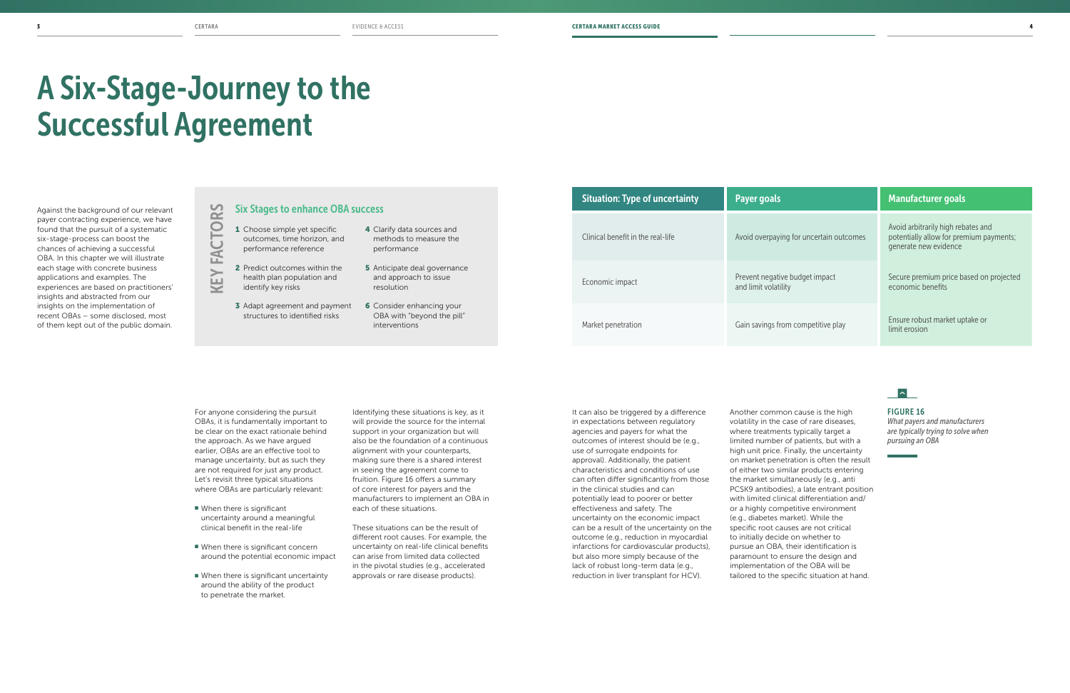# A Six-Stage-Journey to the Successful Agreement

Against the background of our relevant payer contracting experience, we have found that the pursuit of a systematic six-stage-process can boost the chances of achieving a successful OBA. In this chapter we will illustrate each stage with concrete business applications and examples. The experiences are based on practitioners' insights and abstracted from our insights on the implementation of recent OBAs – some disclosed, most of them kept out of the public domain.

**KEY FACTORS**

## Six Stages to enhance OBA success

1. Choose simple yet specific outcomes, time horizon, and performance reference
2. Predict outcomes within the health plan population and identify key risks
3. Adapt agreement and payment structures to identified risks
4. Clarify data sources and methods to measure the performance
5. Anticipate deal governance and approach to issue resolution
6. Consider enhancing your OBA with "beyond the pill" interventions

For anyone considering the pursuit OBAs, it is fundamentally important to be clear on the exact rationale behind the approach. As we have argued earlier, OBAs are an effective tool to manage uncertainty, but as such they are not required for just any product. Let's revisit three typical situations where OBAs are particularly relevant:

- When there is significant uncertainty around a meaningful clinical benefit in the real-life
- When there is significant concern around the potential economic impact
- When there is significant uncertainty around the ability of the product to penetrate the market.

Identifying these situations is key, as it will provide the source for the internal support in your organization but will also be the foundation of a continuous alignment with your counterparts, making sure there is a shared interest in seeing the agreement come to fruition. Figure 16 offers a summary of core interest for payers and the manufacturers to implement an OBA in each of these situations.

These situations can be the result of different root causes. For example, the uncertainty on real-life clinical benefits can arise from limited data collected in the pivotal studies (e.g., accelerated approvals or rare disease products).

| Situation: Type of uncertainty | Payer goals | Manufacturer goals |
| --- | --- | --- |
| Clinical benefit in the real-life | Avoid overpaying for uncertain outcomes | Avoid arbitrarily high rebates and potentially allow for premium payments; generate new evidence |
| Economic impact | Prevent negative budget impact and limit volatility | Secure premium price based on projected economic benefits |
| Market penetration | Gain savings from competitive play | Ensure robust market uptake or limit erosion |

**FIGURE 16**
*What payers and manufacturers are typically trying to solve when pursuing an OBA*

It can also be triggered by a difference in expectations between regulatory agencies and payers for what the outcomes of interest should be (e.g., use of surrogate endpoints for approval). Additionally, the patient characteristics and conditions of use can often differ significantly from those in the clinical studies and can potentially lead to poorer or better effectiveness and safety. The uncertainty on the economic impact can be a result of the uncertainty on the outcome (e.g., reduction in myocardial infarctions for cardiovascular products), but also more simply because of the lack of robust long-term data (e.g., reduction in liver transplant for HCV).

Another common cause is the high volatility in the case of rare diseases, where treatments typically target a limited number of patients, but with a high unit price. Finally, the uncertainty on market penetration is often the result of either two similar products entering the market simultaneously (e.g., anti PCSK9 antibodies), a late entrant position with limited clinical differentiation and/or a highly competitive environment (e.g., diabetes market). While the specific root causes are not critical to initially decide on whether to pursue an OBA, their identification is paramount to ensure the design and implementation of the OBA will be tailored to the specific situation at hand.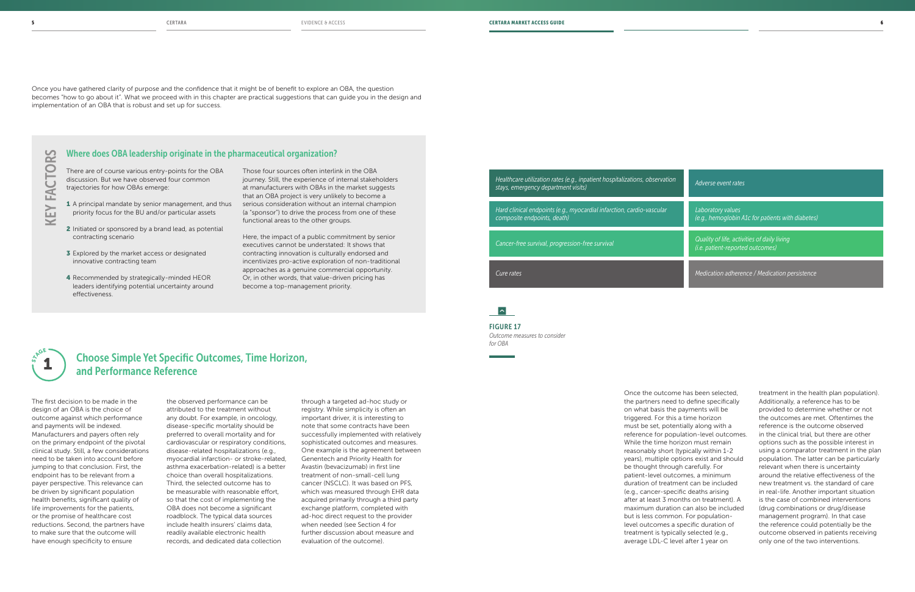Once you have gathered clarity of purpose and the confidence that it might be of benefit to explore an OBA, the question becomes "how to go about it". What we proceed with in this chapter are practical suggestions that can guide you in the design and implementation of an OBA that is robust and set up for success.

**KEY FACTORS**

### Where does OBA leadership originate in the pharmaceutical organization?

There are of course various entry-points for the OBA discussion. But we have observed four common trajectories for how OBAs emerge:

1. A principal mandate by senior management, and thus priority focus for the BU and/or particular assets
2. Initiated or sponsored by a brand lead, as potential contracting scenario
3. Explored by the market access or designated innovative contracting team
4. Recommended by strategically-minded HEOR leaders identifying potential uncertainty around effectiveness.

Those four sources often interlink in the OBA journey. Still, the experience of internal stakeholders at manufacturers with OBAs in the market suggests that an OBA project is very unlikely to become a serious consideration without an internal champion (a "sponsor") to drive the process from one of these functional areas to the other groups.

Here, the impact of a public commitment by senior executives cannot be understated: It shows that contracting innovation is culturally endorsed and incentivizes pro-active exploration of non-traditional approaches as a genuine commercial opportunity. Or, in other words, that value-driven pricing has become a top-management priority.

## STAGE 1 Choose Simple Yet Specific Outcomes, Time Horizon, and Performance Reference

The first decision to be made in the design of an OBA is the choice of outcome against which performance and payments will be indexed. Manufacturers and payers often rely on the primary endpoint of the pivotal clinical study. Still, a few considerations need to be taken into account before jumping to that conclusion. First, the endpoint has to be relevant from a payer perspective. This relevance can be driven by significant population health benefits, significant quality of life improvements for the patients, or the promise of healthcare cost reductions. Second, the partners have to make sure that the outcome will have enough specificity to ensure the observed performance can be attributed to the treatment without any doubt. For example, in oncology, disease-specific mortality should be preferred to overall mortality and for cardiovascular or respiratory conditions, disease-related hospitalizations (e.g., myocardial infarction- or stroke-related, asthma exacerbation-related) is a better choice than overall hospitalizations. Third, the selected outcome has to be measurable with reasonable effort, so that the cost of implementing the OBA does not become a significant roadblock. The typical data sources include health insurers' claims data, readily available electronic health records, and dedicated data collection through a targeted ad-hoc study or registry. While simplicity is often an important driver, it is interesting to note that some contracts have been successfully implemented with relatively sophisticated outcomes and measures. One example is the agreement between Genentech and Priority Health for Avastin (bevacizumab) in first line treatment of non-small-cell lung cancer (NSCLC). It was based on PFS, which was measured through EHR data acquired primarily through a third party exchange platform, completed with ad-hoc direct request to the provider when needed (see Section 4 for further discussion about measure and evaluation of the outcome).

| | |
|---|---|
| *Healthcare utilization rates (e.g., inpatient hospitalizations, observation stays, emergency department visits)* | *Adverse event rates* |
| *Hard clinical endpoints (e.g., myocardial infarction, cardio-vascular composite endpoints, death)* | *Laboratory values (e.g., hemoglobin A1c for patients with diabetes)* |
| *Cancer-free survival, progression-free survival* | *Quality of life, activities of daily living (i.e. patient-reported outcomes)* |
| *Cure rates* | *Medication adherence / Medication persistence* |

**FIGURE 17**
*Outcome measures to consider for OBA*

Once the outcome has been selected, the partners need to define specifically on what basis the payments will be triggered. For this a time horizon must be set, potentially along with a reference for population-level outcomes. While the time horizon must remain reasonably short (typically within 1-2 years), multiple options exist and should be thought through carefully. For patient-level outcomes, a minimum duration of treatment can be included (e.g., cancer-specific deaths arising after at least 3 months on treatment). A maximum duration can also be included but is less common. For population-level outcomes a specific duration of treatment is typically selected (e.g., average LDL-C level after 1 year on treatment in the health plan population). Additionally, a reference has to be provided to determine whether or not the outcomes are met. Oftentimes the reference is the outcome observed in the clinical trial, but there are other options such as the possible interest in using a comparator treatment in the plan population. The latter can be particularly relevant when there is uncertainty around the relative effectiveness of the new treatment vs. the standard of care in real-life. Another important situation is the case of combined interventions (drug combinations or drug/disease management program). In that case the reference could potentially be the outcome observed in patients receiving only one of the two interventions.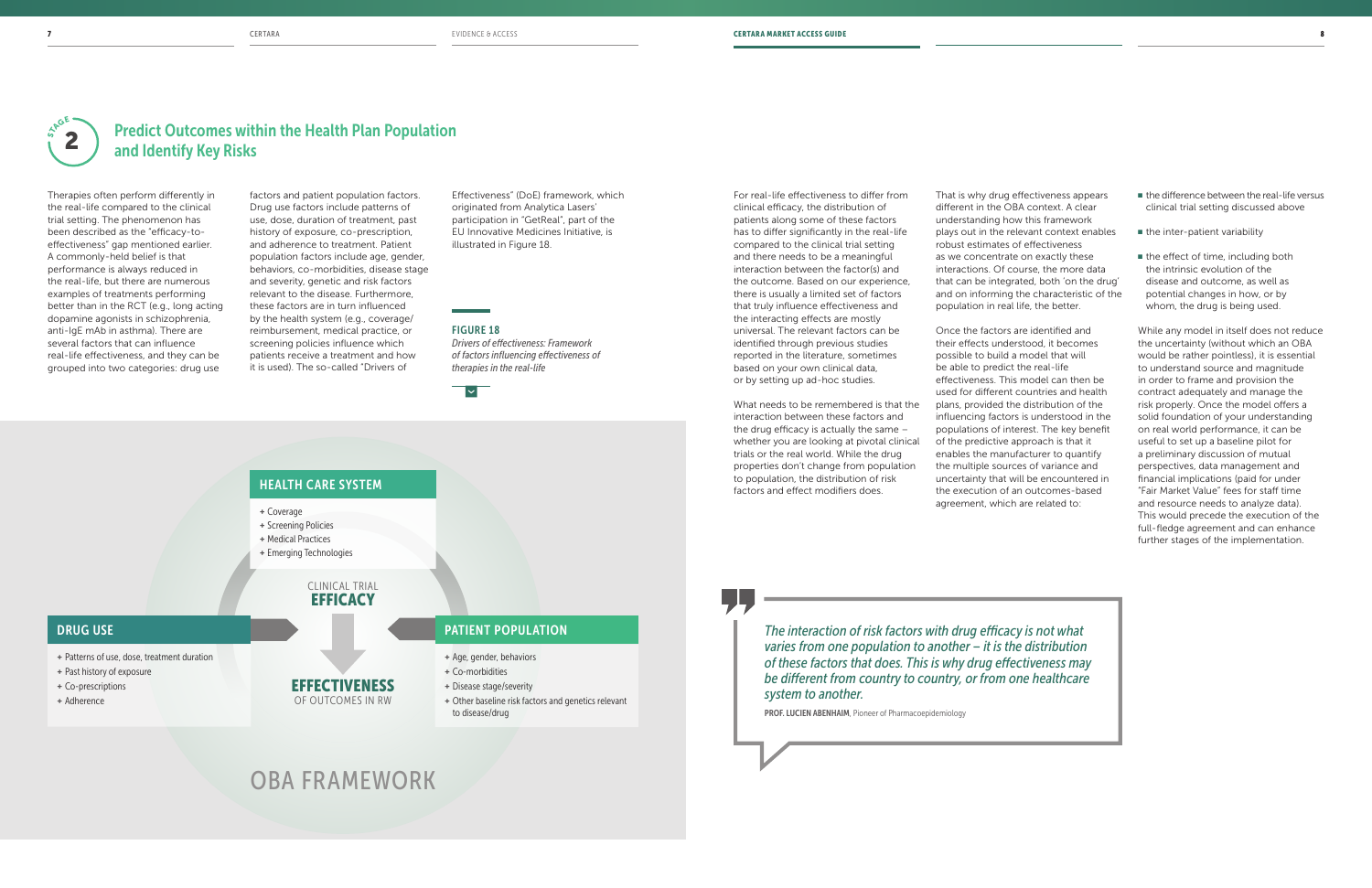## STAGE 2 — Predict Outcomes within the Health Plan Population and Identify Key Risks

Therapies often perform differently in the real-life compared to the clinical trial setting. The phenomenon has been described as the "efficacy-to-effectiveness" gap mentioned earlier. A commonly-held belief is that performance is always reduced in the real-life, but there are numerous examples of treatments performing better than in the RCT (e.g., long acting dopamine agonists in schizophrenia, anti-IgE mAb in asthma). There are several factors that can influence real-life effectiveness, and they can be grouped into two categories: drug use factors and patient population factors. Drug use factors include patterns of use, dose, duration of treatment, past history of exposure, co-prescription, and adherence to treatment. Patient population factors include age, gender, behaviors, co-morbidities, disease stage and severity, genetic and risk factors relevant to the disease. Furthermore, these factors are in turn influenced by the health system (e.g., coverage/ reimbursement, medical practice, or screening policies influence which patients receive a treatment and how it is used). The so-called "Drivers of Effectiveness" (DoE) framework, which originated from Analytica Lasers' participation in "GetReal", part of the EU Innovative Medicines Initiative, is illustrated in Figure 18.

**FIGURE 18**
*Drivers of effectiveness: Framework of factors influencing effectiveness of therapies in the real-life*

**HEALTH CARE SYSTEM**
- + Coverage
- + Screening Policies
- + Medical Practices
- + Emerging Technologies

**DRUG USE**
- + Patterns of use, dose, treatment duration
- + Past history of exposure
- + Co-prescriptions
- + Adherence

CLINICAL TRIAL **EFFICACY**

**EFFECTIVENESS** OF OUTCOMES IN RW

**PATIENT POPULATION**
- + Age, gender, behaviors
- + Co-morbidities
- + Disease stage/severity
- + Other baseline risk factors and genetics relevant to disease/drug

OBA FRAMEWORK

For real-life effectiveness to differ from clinical efficacy, the distribution of patients along some of these factors has to differ significantly in the real-life compared to the clinical trial setting and there needs to be a meaningful interaction between the factor(s) and the outcome. Based on our experience, there is usually a limited set of factors that truly influence effectiveness and the interacting effects are mostly universal. The relevant factors can be identified through previous studies reported in the literature, sometimes based on your own clinical data, or by setting up ad-hoc studies.

What needs to be remembered is that the interaction between these factors and the drug efficacy is actually the same – whether you are looking at pivotal clinical trials or the real world. While the drug properties don't change from population to population, the distribution of risk factors and effect modifiers does.

That is why drug effectiveness appears different in the OBA context. A clear understanding how this framework plays out in the relevant context enables robust estimates of effectiveness as we concentrate on exactly these interactions. Of course, the more data that can be integrated, both 'on the drug' and on informing the characteristic of the population in real life, the better.

Once the factors are identified and their effects understood, it becomes possible to build a model that will be able to predict the real-life effectiveness. This model can then be used for different countries and health plans, provided the distribution of the influencing factors is understood in the populations of interest. The key benefit of the predictive approach is that it enables the manufacturer to quantify the multiple sources of variance and uncertainty that will be encountered in the execution of an outcomes-based agreement, which are related to:

- the difference between the real-life versus clinical trial setting discussed above
- the inter-patient variability
- the effect of time, including both the intrinsic evolution of the disease and outcome, as well as potential changes in how, or by whom, the drug is being used.

While any model in itself does not reduce the uncertainty (without which an OBA would be rather pointless), it is essential to understand source and magnitude in order to frame and provision the contract adequately and manage the risk properly. Once the model offers a solid foundation of your understanding on real world performance, it can be useful to set up a baseline pilot for a preliminary discussion of mutual perspectives, data management and financial implications (paid for under "Fair Market Value" fees for staff time and resource needs to analyze data). This would precede the execution of the full-fledge agreement and can enhance further stages of the implementation.

> *The interaction of risk factors with drug efficacy is not what varies from one population to another – it is the distribution of these factors that does. This is why drug effectiveness may be different from country to country, or from one healthcare system to another.*
>
> **PROF. LUCIEN ABENHAIM**, Pioneer of Pharmacoepidemiology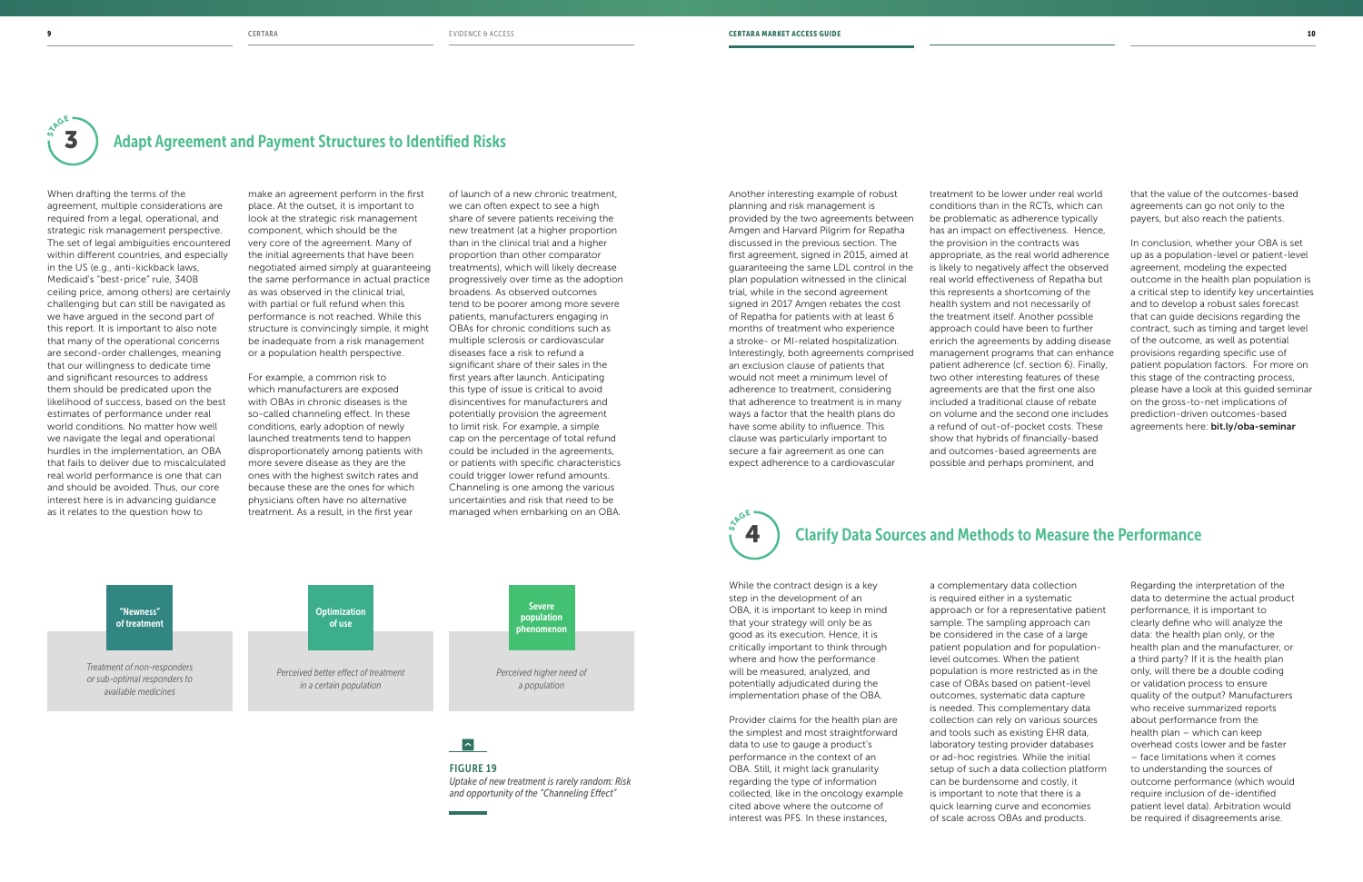## STAGE 3 Adapt Agreement and Payment Structures to Identified Risks

When drafting the terms of the agreement, multiple considerations are required from a legal, operational, and strategic risk management perspective. The set of legal ambiguities encountered within different countries, and especially in the US (e.g., anti-kickback laws, Medicaid's "best-price" rule, 340B ceiling price, among others) are certainly challenging but can still be navigated as we have argued in the second part of this report. It is important to also note that many of the operational concerns are second-order challenges, meaning that our willingness to dedicate time and significant resources to address them should be predicated upon the likelihood of success, based on the best estimates of performance under real world conditions. No matter how well we navigate the legal and operational hurdles in the implementation, an OBA that fails to deliver due to miscalculated real world performance is one that can and should be avoided. Thus, our core interest here is in advancing guidance as it relates to the question how to make an agreement perform in the first place. At the outset, it is important to look at the strategic risk management component, which should be the very core of the agreement. Many of the initial agreements that have been negotiated aimed simply at guaranteeing the same performance in actual practice as was observed in the clinical trial, with partial or full refund when this performance is not reached. While this structure is convincingly simple, it might be inadequate from a risk management or a population health perspective.

For example, a common risk to which manufacturers are exposed with OBAs in chronic diseases is the so-called channeling effect. In these conditions, early adoption of newly launched treatments tend to happen disproportionately among patients with more severe disease as they are the ones with the highest switch rates and because these are the ones for which physicians often have no alternative treatment. As a result, in the first year of launch of a new chronic treatment, we can often expect to see a high share of severe patients receiving the new treatment (at a higher proportion than in the clinical trial and a higher proportion than other comparator treatments), which will likely decrease progressively over time as the adoption broadens. As observed outcomes tend to be poorer among more severe patients, manufacturers engaging in OBAs for chronic conditions such as multiple sclerosis or cardiovascular diseases face a risk to refund a significant share of their sales in the first years after launch. Anticipating this type of issue is critical to avoid disincentives for manufacturers and potentially provision the agreement to limit risk. For example, a simple cap on the percentage of total refund could be included in the agreements, or patients with specific characteristics could trigger lower refund amounts. Channeling is one among the various uncertainties and risk that need to be managed when embarking on an OBA.

| "Newness" of treatment | Optimization of use | Severe population phenomenon |
|---|---|---|
| *Treatment of non-responders or sub-optimal responders to available medicines* | *Perceived better effect of treatment in a certain population* | *Perceived higher need of a population* |

**FIGURE 19**
*Uptake of new treatment is rarely random: Risk and opportunity of the "Channeling Effect"*

Another interesting example of robust planning and risk management is provided by the two agreements between Amgen and Harvard Pilgrim for Repatha discussed in the previous section. The first agreement, signed in 2015, aimed at guaranteeing the same LDL control in the plan population witnessed in the clinical trial, while in the second agreement signed in 2017 Amgen rebates the cost of Repatha for patients with at least 6 months of treatment who experience a stroke- or MI-related hospitalization. Interestingly, both agreements comprised an exclusion clause of patients that would not meet a minimum level of adherence to treatment, considering that adherence to treatment is in many ways a factor that the health plans do have some ability to influence. This clause was particularly important to secure a fair agreement as one can expect adherence to a cardiovascular treatment to be lower under real world conditions than in the RCTs, which can be problematic as adherence typically has an impact on effectiveness. Hence, the provision in the contracts was appropriate, as the real world adherence is likely to negatively affect the observed real world effectiveness of Repatha but this represents a shortcoming of the health system and not necessarily of the treatment itself. Another possible approach could have been to further enrich the agreements by adding disease management programs that can enhance patient adherence (cf. section 6). Finally, two other interesting features of these agreements are that the first one also included a traditional clause of rebate on volume and the second one includes a refund of out-of-pocket costs. These show that hybrids of financially-based and outcomes-based agreements are possible and perhaps prominent, and that the value of the outcomes-based agreements can go not only to the payers, but also reach the patients.

In conclusion, whether your OBA is set up as a population-level or patient-level agreement, modeling the expected outcome in the health plan population is a critical step to identify key uncertainties and to develop a robust sales forecast that can guide decisions regarding the contract, such as timing and target level of the outcome, as well as potential provisions regarding specific use of patient population factors. For more on this stage of the contracting process, please have a look at this guided seminar on the gross-to-net implications of prediction-driven outcomes-based agreements here: **bit.ly/oba-seminar**

## STAGE 4 Clarify Data Sources and Methods to Measure the Performance

While the contract design is a key step in the development of an OBA, it is important to keep in mind that your strategy will only be as good as its execution. Hence, it is critically important to think through where and how the performance will be measured, analyzed, and potentially adjudicated during the implementation phase of the OBA.

Provider claims for the health plan are the simplest and most straightforward data to use to gauge a product's performance in the context of an OBA. Still, it might lack granularity regarding the type of information collected, like in the oncology example cited above where the outcome of interest was PFS. In these instances, a complementary data collection is required either in a systematic approach or for a representative patient sample. The sampling approach can be considered in the case of a large patient population and for population-level outcomes. When the patient population is more restricted as in the case of OBAs based on patient-level outcomes, systematic data capture is needed. This complementary data collection can rely on various sources and tools such as existing EHR data, laboratory testing provider databases or ad-hoc registries. While the initial setup of such a data collection platform can be burdensome and costly, it is important to note that there is a quick learning curve and economies of scale across OBAs and products.

Regarding the interpretation of the data to determine the actual product performance, it is important to clearly define who will analyze the data: the health plan only, or the health plan and the manufacturer, or a third party? If it is the health plan only, will there be a double coding or validation process to ensure quality of the output? Manufacturers who receive summarized reports about performance from the health plan – which can keep overhead costs lower and be faster – face limitations when it comes to understanding the sources of outcome performance (which would require inclusion of de-identified patient level data). Arbitration would be required if disagreements arise.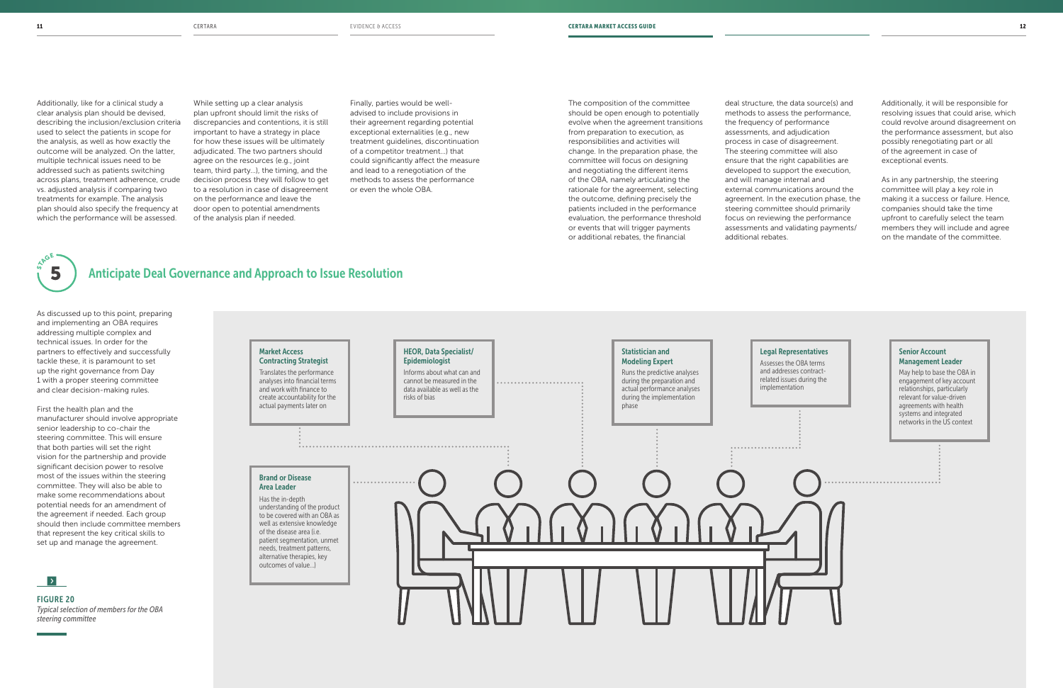Additionally, like for a clinical study a clear analysis plan should be devised, describing the inclusion/exclusion criteria used to select the patients in scope for the analysis, as well as how exactly the outcome will be analyzed. On the latter, multiple technical issues need to be addressed such as patients switching across plans, treatment adherence, crude vs. adjusted analysis if comparing two treatments for example. The analysis plan should also specify the frequency at which the performance will be assessed.

While setting up a clear analysis plan upfront should limit the risks of discrepancies and contentions, it is still important to have a strategy in place for how these issues will be ultimately adjudicated. The two partners should agree on the resources (e.g., joint team, third party…), the timing, and the decision process they will follow to get to a resolution in case of disagreement on the performance and leave the door open to potential amendments of the analysis plan if needed.

Finally, parties would be well-advised to include provisions in their agreement regarding potential exceptional externalities (e.g., new treatment guidelines, discontinuation of a competitor treatment…) that could significantly affect the measure and lead to a renegotiation of the methods to assess the performance or even the whole OBA.

## STAGE 5 Anticipate Deal Governance and Approach to Issue Resolution

As discussed up to this point, preparing and implementing an OBA requires addressing multiple complex and technical issues. In order for the partners to effectively and successfully tackle these, it is paramount to set up the right governance from Day 1 with a proper steering committee and clear decision-making rules.

First the health plan and the manufacturer should involve appropriate senior leadership to co-chair the steering committee. This will ensure that both parties will set the right vision for the partnership and provide significant decision power to resolve most of the issues within the steering committee. They will also be able to make some recommendations about potential needs for an amendment of the agreement if needed. Each group should then include committee members that represent the key critical skills to set up and manage the agreement.

**Market Access Contracting Strategist**
Translates the performance analyses into financial terms and work with finance to create accountability for the actual payments later on

**HEOR, Data Specialist/ Epidemiologist**
Informs about what can and cannot be measured in the data available as well as the risks of bias

**Statistician and Modeling Expert**
Runs the predictive analyses during the preparation and actual performance analyses during the implementation phase

**Legal Representatives**
Assesses the OBA terms and addresses contract-related issues during the implementation

**Senior Account Management Leader**
May help to base the OBA in engagement of key account relationships, particularly relevant for value-driven agreements with health systems and integrated networks in the US context

**Brand or Disease Area Leader**
Has the in-depth understanding of the product to be covered with an OBA as well as extensive knowledge of the disease area (i.e. patient segmentation, unmet needs, treatment patterns, alternative therapies, key outcomes of value…)

**FIGURE 20**
*Typical selection of members for the OBA steering committee*

The composition of the committee should be open enough to potentially evolve when the agreement transitions from preparation to execution, as responsibilities and activities will change. In the preparation phase, the committee will focus on designing and negotiating the different items of the OBA, namely articulating the rationale for the agreement, selecting the outcome, defining precisely the patients included in the performance evaluation, the performance threshold or events that will trigger payments or additional rebates, the financial deal structure, the data source(s) and methods to assess the performance, the frequency of performance assessments, and adjudication process in case of disagreement. The steering committee will also ensure that the right capabilities are developed to support the execution, and will manage internal and external communications around the agreement. In the execution phase, the steering committee should primarily focus on reviewing the performance assessments and validating payments/ additional rebates.

Additionally, it will be responsible for resolving issues that could arise, which could revolve around disagreement on the performance assessment, but also possibly renegotiating part or all of the agreement in case of exceptional events.

As in any partnership, the steering committee will play a key role in making it a success or failure. Hence, companies should take the time upfront to carefully select the team members they will include and agree on the mandate of the committee.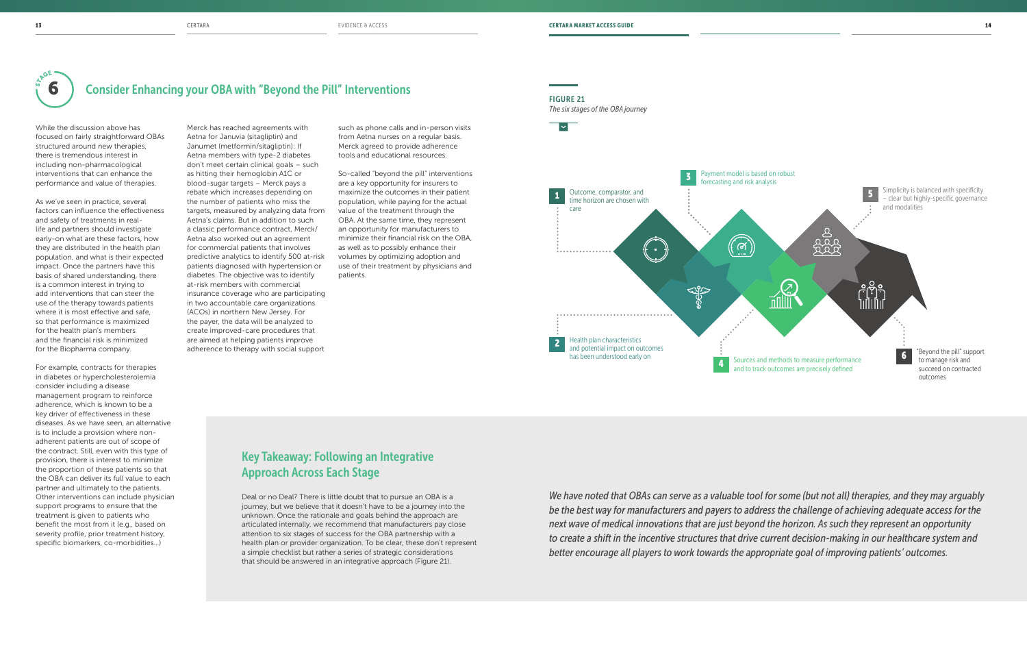## STAGE 6 Consider Enhancing your OBA with "Beyond the Pill" Interventions

While the discussion above has focused on fairly straightforward OBAs structured around new therapies, there is tremendous interest in including non-pharmacological interventions that can enhance the performance and value of therapies.

As we've seen in practice, several factors can influence the effectiveness and safety of treatments in real-life and partners should investigate early-on what are these factors, how they are distributed in the health plan population, and what is their expected impact. Once the partners have this basis of shared understanding, there is a common interest in trying to add interventions that can steer the use of the therapy towards patients where it is most effective and safe, so that performance is maximized for the health plan's members and the financial risk is minimized for the Biopharma company.

For example, contracts for therapies in diabetes or hypercholesterolemia consider including a disease management program to reinforce adherence, which is known to be a key driver of effectiveness in these diseases. As we have seen, an alternative is to include a provision where non-adherent patients are out of scope of the contract. Still, even with this type of provision, there is interest to minimize the proportion of these patients so that the OBA can deliver its full value to each partner and ultimately to the patients. Other interventions can include physician support programs to ensure that the treatment is given to patients who benefit the most from it (e.g., based on severity profile, prior treatment history, specific biomarkers, co-morbidities…)

Merck has reached agreements with Aetna for Januvia (sitagliptin) and Janumet (metformin/sitagliptin): If Aetna members with type-2 diabetes don't meet certain clinical goals – such as hitting their hemoglobin A1C or blood-sugar targets – Merck pays a rebate which increases depending on the number of patients who miss the targets, measured by analyzing data from Aetna's claims. But in addition to such a classic performance contract, Merck/Aetna also worked out an agreement for commercial patients that involves predictive analytics to identify 500 at-risk patients diagnosed with hypertension or diabetes. The objective was to identify at-risk members with commercial insurance coverage who are participating in two accountable care organizations (ACOs) in northern New Jersey. For the payer, the data will be analyzed to create improved-care procedures that are aimed at helping patients improve adherence to therapy with social support such as phone calls and in-person visits from Aetna nurses on a regular basis. Merck agreed to provide adherence tools and educational resources.

So-called "beyond the pill" interventions are a key opportunity for insurers to maximize the outcomes in their patient population, while paying for the actual value of the treatment through the OBA. At the same time, they represent an opportunity for manufacturers to minimize their financial risk on the OBA, as well as to possibly enhance their volumes by optimizing adoption and use of their treatment by physicians and patients.

**FIGURE 21**
*The six stages of the OBA journey*

1. Outcome, comparator, and time horizon are chosen with care
2. Health plan characteristics and potential impact on outcomes has been understood early on
3. Payment model is based on robust forecasting and risk analysis
4. Sources and methods to measure performance and to track outcomes are precisely defined
5. Simplicity is balanced with specificity – clear but highly-specific governance and modalities
6. "Beyond the pill" support to manage risk and succeed on contracted outcomes

## Key Takeaway: Following an Integrative Approach Across Each Stage

Deal or no Deal? There is little doubt that to pursue an OBA is a journey, but we believe that it doesn't have to be a journey into the unknown. Once the rationale and goals behind the approach are articulated internally, we recommend that manufacturers pay close attention to six stages of success for the OBA partnership with a health plan or provider organization. To be clear, these don't represent a simple checklist but rather a series of strategic considerations that should be answered in an integrative approach (Figure 21).

*We have noted that OBAs can serve as a valuable tool for some (but not all) therapies, and they may arguably be the best way for manufacturers and payers to address the challenge of achieving adequate access for the next wave of medical innovations that are just beyond the horizon. As such they represent an opportunity to create a shift in the incentive structures that drive current decision-making in our healthcare system and better encourage all players to work towards the appropriate goal of improving patients' outcomes.*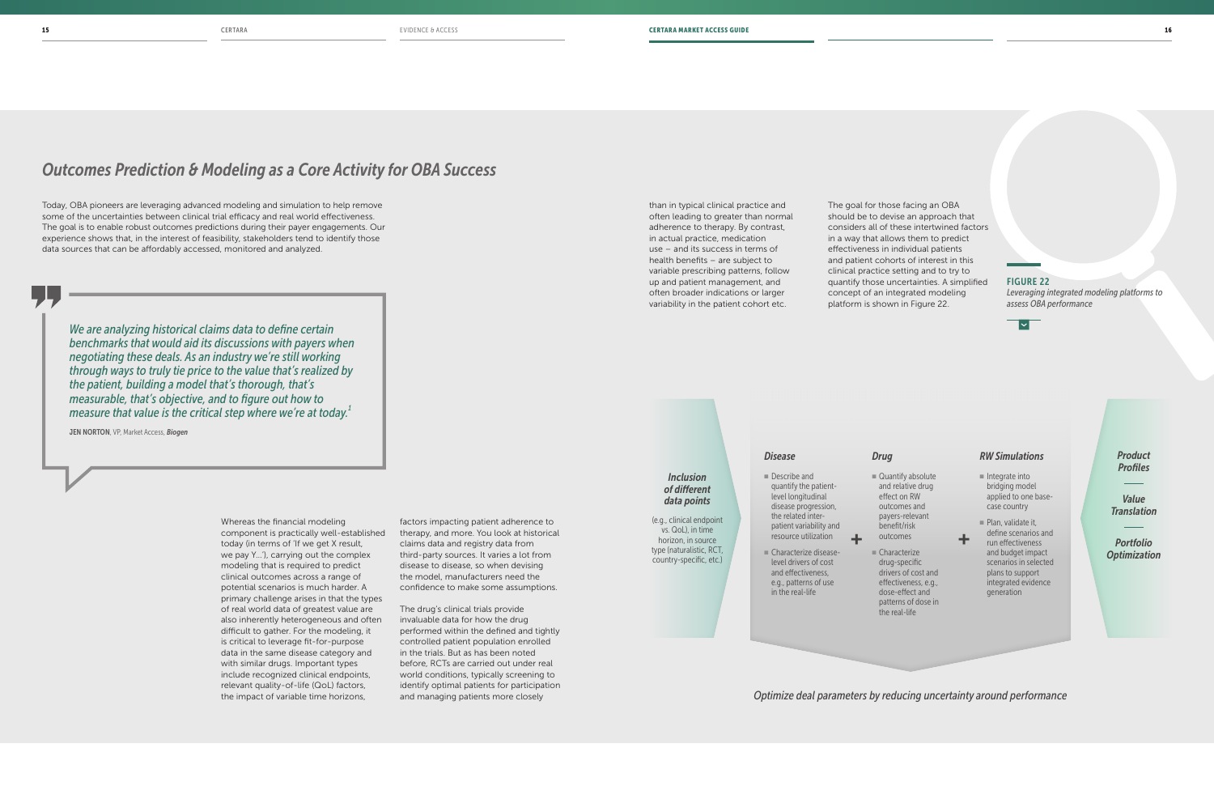## *Outcomes Prediction & Modeling as a Core Activity for OBA Success*

Today, OBA pioneers are leveraging advanced modeling and simulation to help remove some of the uncertainties between clinical trial efficacy and real world effectiveness. The goal is to enable robust outcomes predictions during their payer engagements. Our experience shows that, in the interest of feasibility, stakeholders tend to identify those data sources that can be affordably accessed, monitored and analyzed.

> *We are analyzing historical claims data to define certain benchmarks that would aid its discussions with payers when negotiating these deals. As an industry we're still working through ways to truly tie price to the value that's realized by the patient, building a model that's thorough, that's measurable, that's objective, and to figure out how to measure that value is the critical step where we're at today.*[1]
>
> **JEN NORTON**, VP, Market Access, ***Biogen***

Whereas the financial modeling component is practically well-established today (in terms of 'If we get X result, we pay Y...'), carrying out the complex modeling that is required to predict clinical outcomes across a range of potential scenarios is much harder. A primary challenge arises in that the types of real world data of greatest value are also inherently heterogeneous and often difficult to gather. For the modeling, it is critical to leverage fit-for-purpose data in the same disease category and with similar drugs. Important types include recognized clinical endpoints, relevant quality-of-life (QoL) factors, the impact of variable time horizons, factors impacting patient adherence to therapy, and more. You look at historical claims data and registry data from third-party sources. It varies a lot from disease to disease, so when devising the model, manufacturers need the confidence to make some assumptions.

The drug's clinical trials provide invaluable data for how the drug performed within the defined and tightly controlled patient population enrolled in the trials. But as has been noted before, RCTs are carried out under real world conditions, typically screening to identify optimal patients for participation and managing patients more closely than in typical clinical practice and often leading to greater than normal adherence to therapy. By contrast, in actual practice, medication use – and its success in terms of health benefits – are subject to variable prescribing patterns, follow up and patient management, and often broader indications or larger variability in the patient cohort etc.

The goal for those facing an OBA should be to devise an approach that considers all of these intertwined factors in a way that allows them to predict effectiveness in individual patients and patient cohorts of interest in this clinical practice setting and to try to quantify those uncertainties. A simplified concept of an integrated modeling platform is shown in Figure 22.

**FIGURE 22**
*Leveraging integrated modeling platforms to assess OBA performance*

***Inclusion of different data points***

(e.g., clinical endpoint vs. QoL), in time horizon, in source type (naturalistic, RCT, country-specific, etc.)

***Disease***

- Describe and quantify the patient-level longitudinal disease progression, the related inter-patient variability and resource utilization
- Characterize disease-level drivers of cost and effectiveness, e.g., patterns of use in the real-life

+

***Drug***

- Quantify absolute and relative drug effect on RW outcomes and payers-relevant benefit/risk outcomes
- Characterize drug-specific drivers of cost and effectiveness, e.g., dose-effect and patterns of dose in the real-life

+

***RW Simulations***

- Integrate into bridging model applied to one base-case country
- Plan, validate it, define scenarios and run effectiveness and budget impact scenarios in selected plans to support integrated evidence generation

***Product Profiles***

***Value Translation***

***Portfolio Optimization***

*Optimize deal parameters by reducing uncertainty around performance*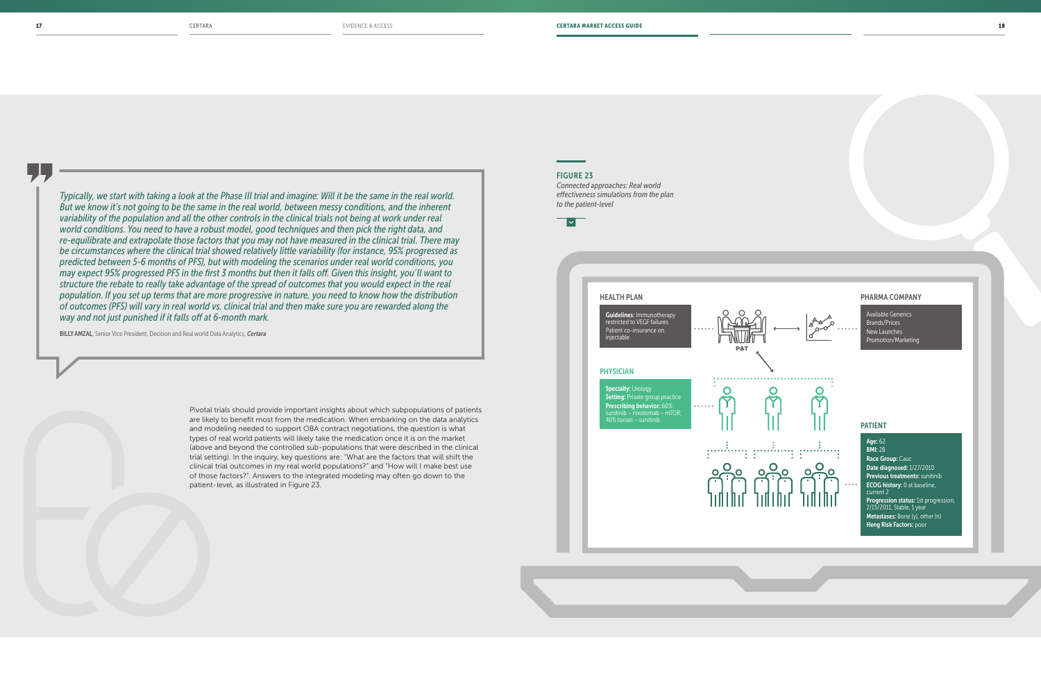> *Typically, we start with taking a look at the Phase III trial and imagine: Will it be the same in the real world. But we know it's not going to be the same in the real world, between messy conditions, and the inherent variability of the population and all the other controls in the clinical trials not being at work under real world conditions. You need to have a robust model, good techniques and then pick the right data, and re-equilibrate and extrapolate those factors that you may not have measured in the clinical trial. There may be circumstances where the clinical trial showed relatively little variability (for instance, 95% progressed as predicted between 5-6 months of PFS), but with modeling the scenarios under real world conditions, you may expect 95% progressed PFS in the first 3 months but then it falls off. Given this insight, you'll want to structure the rebate to really take advantage of the spread of outcomes that you would expect in the real population. If you set up terms that are more progressive in nature, you need to know how the distribution of outcomes (PFS) will vary in real world vs. clinical trial and then make sure you are rewarded along the way and not just punished if it falls off at 6-month mark.*
>
> **BILLY AMZAL**, Senior Vice President, Decision and Real world Data Analytics, ***Certara***

Pivotal trials should provide important insights about which subpopulations of patients are likely to benefit most from the medication. When embarking on the data analytics and modeling needed to support OBA contract negotiations, the question is what types of real world patients will likely take the medication once it is on the market (above and beyond the controlled sub-populations that were described in the clinical trial setting). In the inquiry, key questions are: "What are the factors that will shift the clinical trial outcomes in my real world populations?" and "How will I make best use of those factors?". Answers to the integrated modeling may often go down to the patient-level, as illustrated in Figure 23.

**FIGURE 23**

*Connected approaches: Real world effectiveness simulations from the plan to the patient-level*

**HEALTH PLAN**

**Guidelines:** Immunotherapy restricted to VEGF failures
Patient co-insurance on injectable

P&T

**PHARMA COMPANY**

Available Generics
Brands/Prices
New Launches
Promotion/Marketing

**PHYSICIAN**

**Specialty:** Urology
**Setting:** Private group practice
**Prescribing behavior:** 60% sunitinib – nivolomab – mTOR; 40% torisel – sunitinib

**PATIENT**

**Age:** 62
**BMI:** 28
**Race Group:** Cauc
**Date diagnosed:** 1/27/2010
**Previous treatments:** sunitinib
**ECOG history:** 0 at baseline, current 2
**Progression status:** 1st progression, 2/15/2011, Stable, 1 year
**Metastases:** Bone (y), other (n)
**Heng Risk Factors:** poor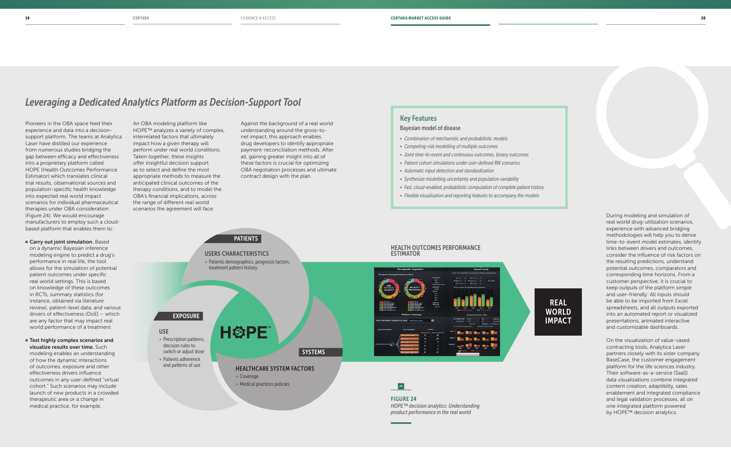## Leveraging a Dedicated Analytics Platform as Decision-Support Tool

Pioneers in the OBA space feed their experience and data into a decision-support platform. The teams at Analytica Laser have distilled our experience from numerous studies bridging the gap between efficacy and effectiveness into a proprietary platform called HOPE (Health Outcomes Performance Estimator) which translates clinical trial results, observational sources and population-specific health knowledge into expected real world impact scenarios for individual pharmaceutical therapies under OBA consideration (Figure 24). We would encourage manufacturers to employ such a cloud-based platform that enables them to:

- **Carry out joint simulation.** Based on a dynamic Bayesian inference modeling engine to predict a drug's performance in real life, the tool allows for the simulation of potential patient outcomes under specific real world settings. This is based on knowledge of these outcomes in RCTs, summary statistics (for instance, obtained via literature review), patient-level data, and various drivers of effectiveness (DoE) – which are any factor that may impact real world performance of a treatment
- **Test highly complex scenarios and visualize results over time.** Such modeling enables an understanding of how the dynamic interactions of outcomes, exposure and other effectiveness drivers influence outcomes in any user-defined "virtual cohort." Such scenarios may include launch of new products in a crowded therapeutic area or a change in medical practice, for example.

An OBA modeling platform like HOPE™ analyzes a variety of complex, interrelated factors that ultimately impact how a given therapy will perform under real world conditions. Taken together, these insights offer insightful decision support as to select and define the most appropriate methods to measure the anticipated clinical outcomes of the therapy conditions, and to model the OBA's financial implications, across the range of different real world scenarios the agreement will face.

Against the background of a real world understanding around the gross-to-net impact, this approach enables drug developers to identify appropriate payment-reconciliation methods. After all, gaining greater insight into all of these factors is crucial for optimizing OBA negotiation processes and ultimate contract design with the plan.

### Key Features

Bayesian model of disease

- *Combination of mechanistic and probabilistic models*
- *Competing-risk modelling of multiple outcomes*
- *Joint time-to-event and continuous outcomes, binary outcomes*
- *Patient cohort simulations under user-defined RW scenarios*
- *Automatic input detection and standardization*
- *Synthesize modelling uncertainty and population variability*
- *Fast, cloud-enabled, probabilistic computation of complete patient history*
- *Flexible visualisation and reporting features to accompany the models*

PATIENTS

USERS CHARACTERISTICS
- Patients demographics, prognosis factors, treatment pattern history

EXPOSURE

USE
- Prescription patterns, decision rules to switch or adjust dose
- Patients adherence and patterns of use

SYSTEMS

HEALTHCARE SYSTEM FACTORS
- Coverage
- Medical practices policies

HOPE™

HEALTH OUTCOMES PERFORMANCE ESTIMATOR

REAL WORLD IMPACT

**FIGURE 24**
*HOPE™ decision analytics: Understanding product performance in the real world*

During modeling and simulation of real world drug-utilization scenarios, experience with advanced bridging methodologies will help you to derive time-to-event model estimates, identify links between drivers and outcomes, consider the influence of risk factors on the resulting predictions, understand potential outcomes, comparators and corresponding time horizons. From a customer perspective, it is crucial to keep outputs of the platform simple and user-friendly: All inputs should be able to be imported from Excel spreadsheets, and all outputs exported into an automated report or visualized presentations, animated interactive and customizable dashboards.

On the visualization of value-vased contracting tools, Analytica Laser partners closely with its sister company BaseCase, the customer engagement platform for the life sciences industry. Their software-as-a-service (SaaS) data visualizations combine integrated content creation, adaptibilty, sales enablement and integrated compliance and legal validation processes, all on one integrated platform powered by HOPE™ decision analytics.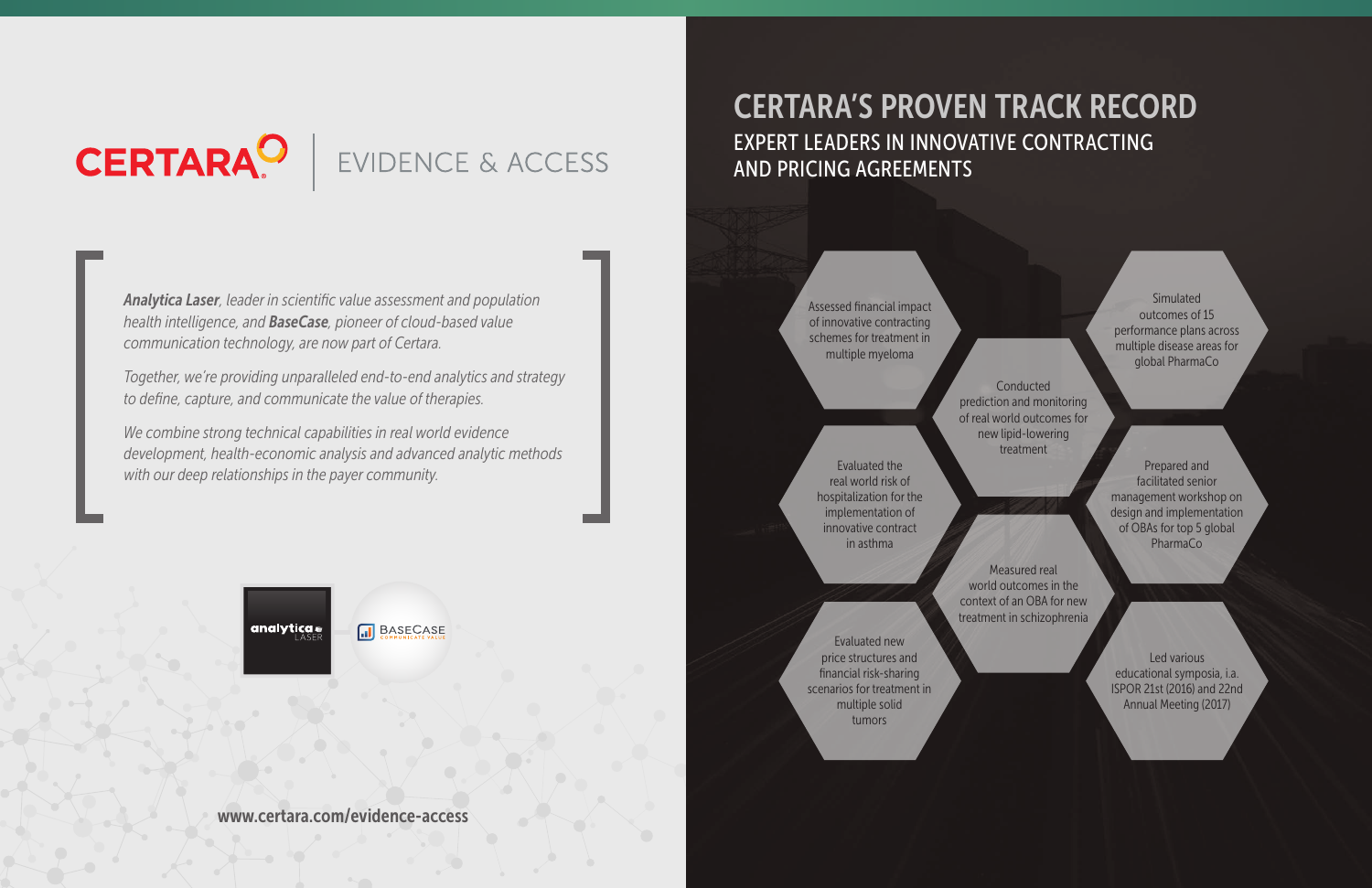# CERTARA | EVIDENCE & ACCESS

***Analytica Laser**, leader in scientific value assessment and population health intelligence, and **BaseCase**, pioneer of cloud-based value communication technology, are now part of Certara.*

*Together, we're providing unparalleled end-to-end analytics and strategy to define, capture, and communicate the value of therapies.*

*We combine strong technical capabilities in real world evidence development, health-economic analysis and advanced analytic methods with our deep relationships in the payer community.*

analytica LASER

BASECASE COMMUNICATE VALUE

www.certara.com/evidence-access

## CERTARA'S PROVEN TRACK RECORD

### EXPERT LEADERS IN INNOVATIVE CONTRACTING AND PRICING AGREEMENTS

- Assessed financial impact of innovative contracting schemes for treatment in multiple myeloma
- Evaluated the real world risk of hospitalization for the implementation of innovative contract in asthma
- Evaluated new price structures and financial risk-sharing scenarios for treatment in multiple solid tumors
- Conducted prediction and monitoring of real world outcomes for new lipid-lowering treatment
- Measured real world outcomes in the context of an OBA for new treatment in schizophrenia
- Simulated outcomes of 15 performance plans across multiple disease areas for global PharmaCo
- Prepared and facilitated senior management workshop on design and implementation of OBAs for top 5 global PharmaCo
- Led various educational symposia, i.a. ISPOR 21st (2016) and 22nd Annual Meeting (2017)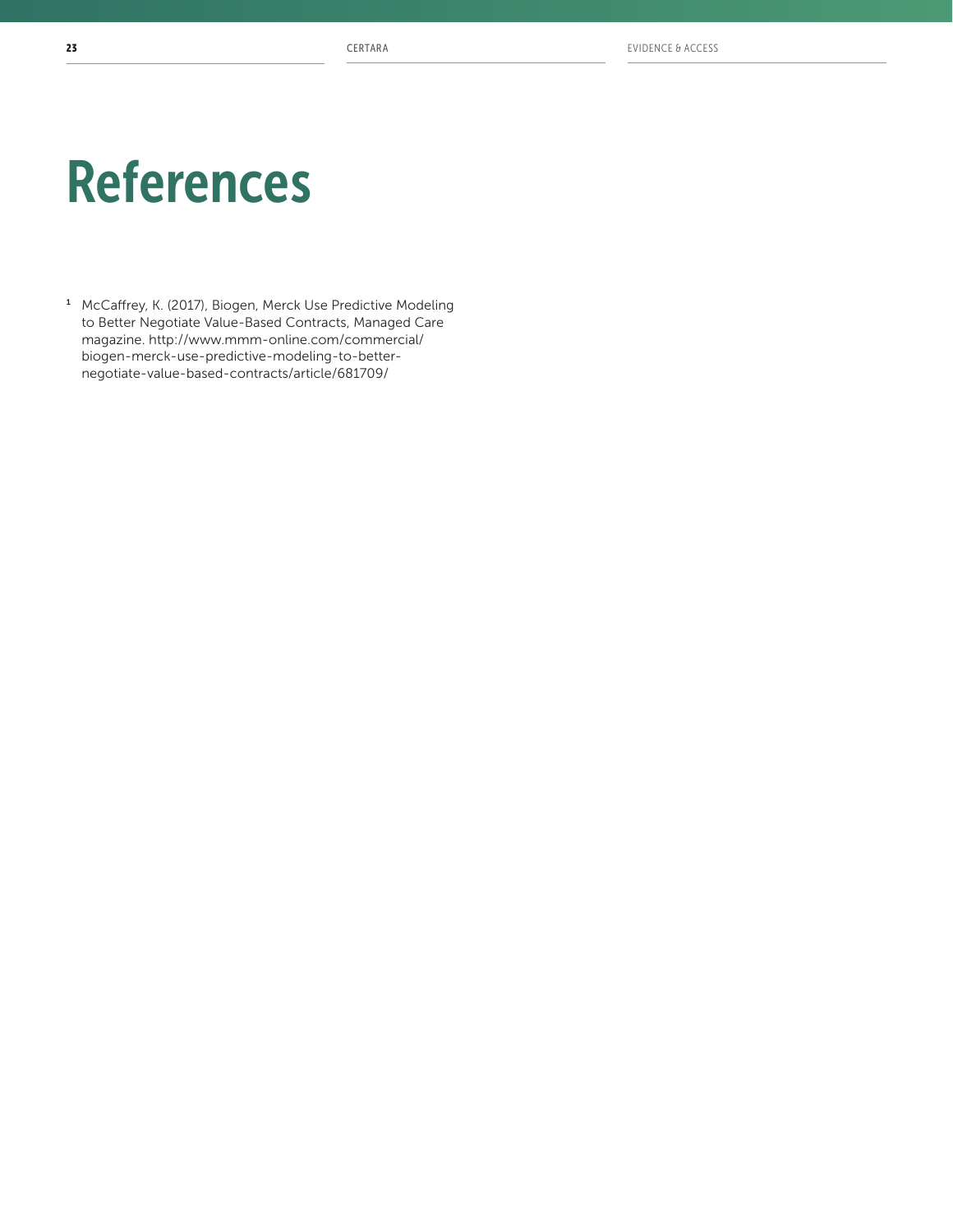# References

[1] McCaffrey, K. (2017), Biogen, Merck Use Predictive Modeling to Better Negotiate Value-Based Contracts, Managed Care magazine. http://www.mmm-online.com/commercial/biogen-merck-use-predictive-modeling-to-better-negotiate-value-based-contracts/article/681709/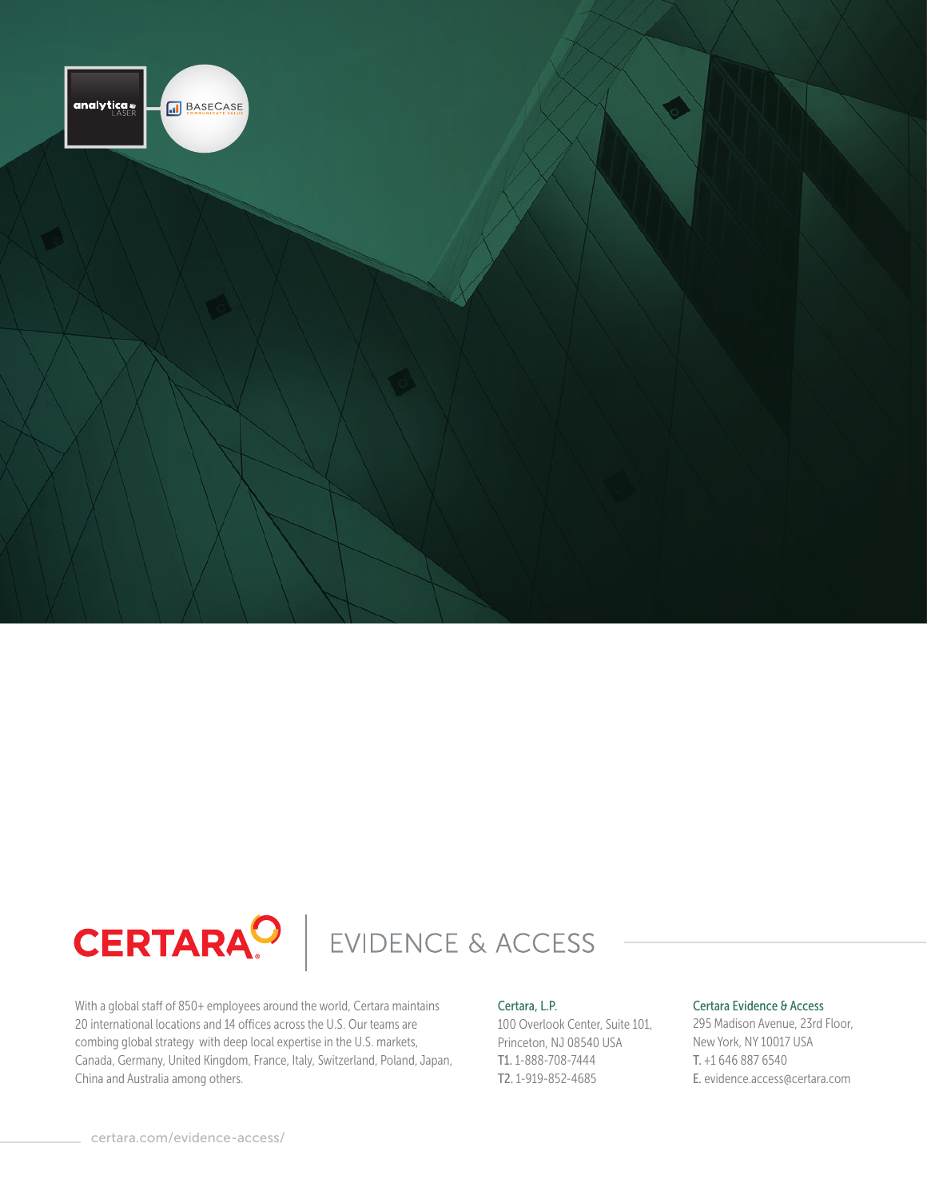analytica LASER

BASECASE COMMUNICATE VALUE

CERTARA | EVIDENCE & ACCESS

With a global staff of 850+ employees around the world, Certara maintains 20 international locations and 14 offices across the U.S. Our teams are combing global strategy with deep local expertise in the U.S. markets, Canada, Germany, United Kingdom, France, Italy, Switzerland, Poland, Japan, China and Australia among others.

**Certara, L.P.**
100 Overlook Center, Suite 101,
Princeton, NJ 08540 USA
T1. 1-888-708-7444
T2. 1-919-852-4685

**Certara Evidence & Access**
295 Madison Avenue, 23rd Floor,
New York, NY 10017 USA
T. +1 646 887 6540
E. evidence.access@certara.com

certara.com/evidence-access/